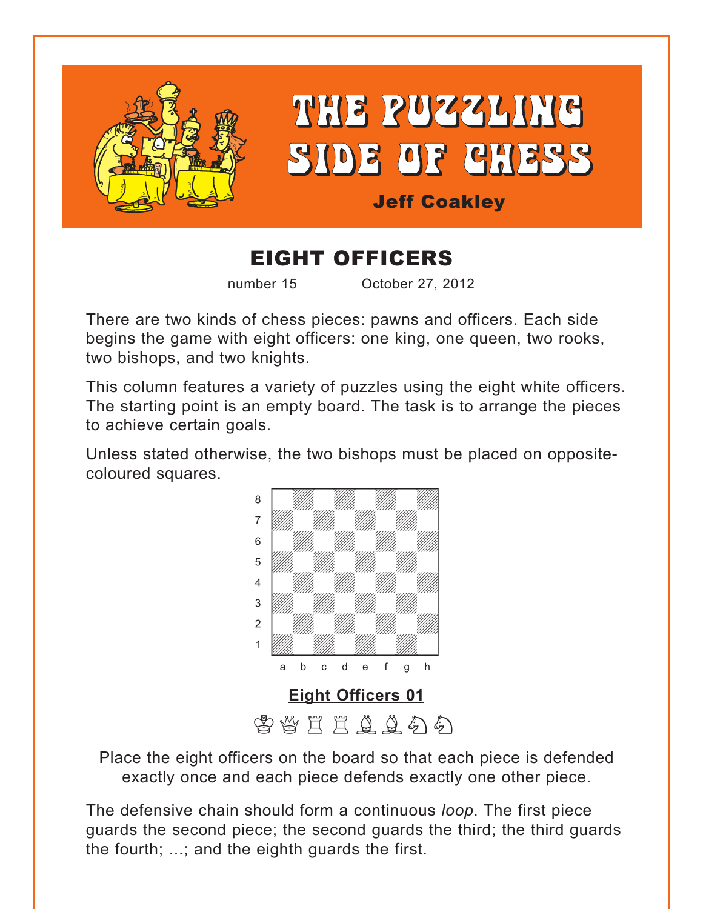# THE PUZZLING SIDE OF CHESS

**Jeff Coakley**

## EIGHT OFFICERS

number 15 October 27, 2012

There are two kinds of chess pieces: pawns and officers. Each side begins the game with eight officers: one king, one queen, two rooks, two bishops, and two knights.

This column features a variety of puzzles using the eight white officers. The starting point is an empty board. The task is to arrange the pieces to achieve certain goals.

Unless stated otherwise, the two bishops must be placed on opposite-coloured squares.

### Eight Officers 01

♔♕♖♖♗♗♘♘

Place the eight officers on the board so that each piece is defended exactly once and each piece defends exactly one other piece.

The defensive chain should form a continuous *loop*. The first piece guards the second piece; the second guards the third; the third guards the fourth; ...; and the eighth guards the first.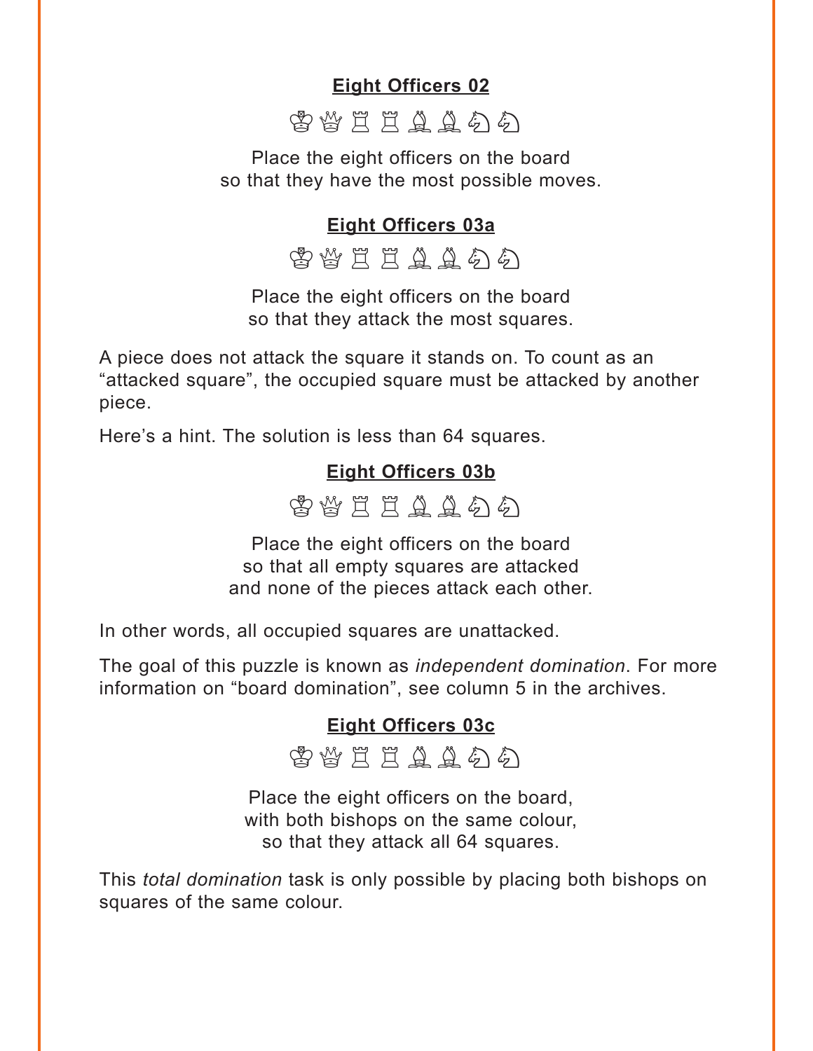## Eight Officers 02

♔♕♖♖♗♗♘♘

Place the eight officers on the board
so that they have the most possible moves.

## Eight Officers 03a

♔♕♖♖♗♗♘♘

Place the eight officers on the board
so that they attack the most squares.

A piece does not attack the square it stands on. To count as an "attacked square", the occupied square must be attacked by another piece.

Here's a hint. The solution is less than 64 squares.

## Eight Officers 03b

♔♕♖♖♗♗♘♘

Place the eight officers on the board
so that all empty squares are attacked
and none of the pieces attack each other.

In other words, all occupied squares are unattacked.

The goal of this puzzle is known as *independent domination*. For more information on "board domination", see column 5 in the archives.

## Eight Officers 03c

♔♕♖♖♗♗♘♘

Place the eight officers on the board,
with both bishops on the same colour,
so that they attack all 64 squares.

This *total domination* task is only possible by placing both bishops on squares of the same colour.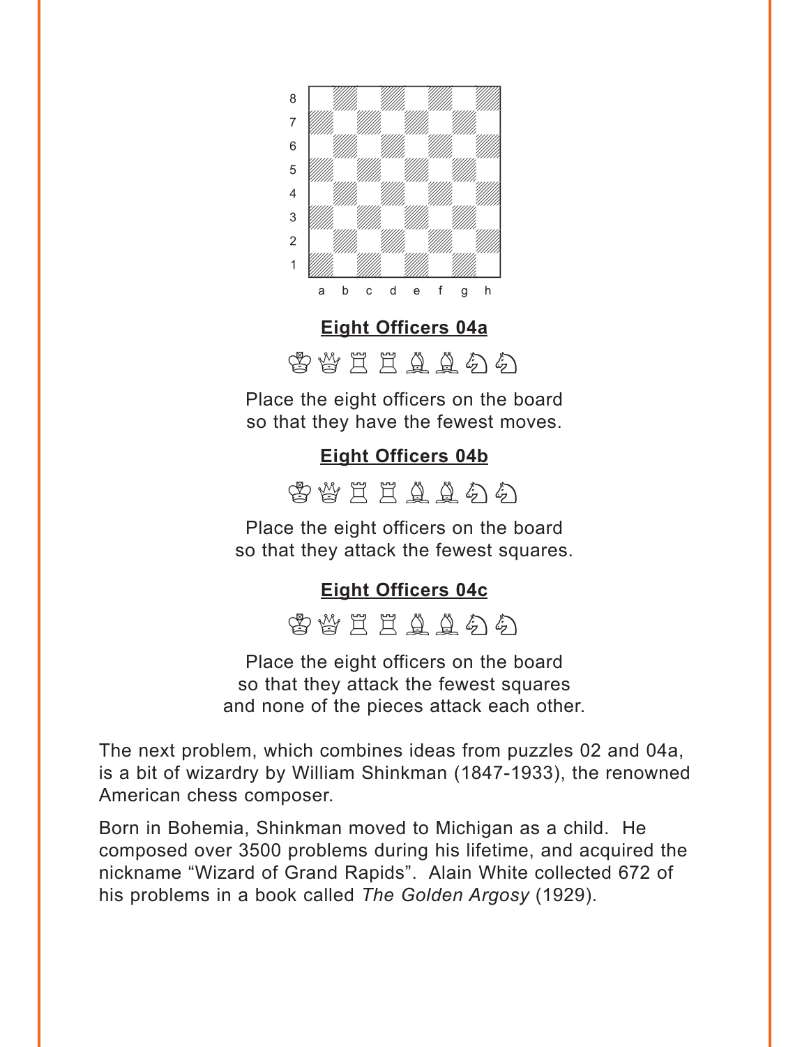**Eight Officers 04a**

♔♕♖♖♗♗♘♘

Place the eight officers on the board so that they have the fewest moves.

**Eight Officers 04b**

♔♕♖♖♗♗♘♘

Place the eight officers on the board so that they attack the fewest squares.

**Eight Officers 04c**

♔♕♖♖♗♗♘♘

Place the eight officers on the board so that they attack the fewest squares and none of the pieces attack each other.

The next problem, which combines ideas from puzzles 02 and 04a, is a bit of wizardry by William Shinkman (1847-1933), the renowned American chess composer.

Born in Bohemia, Shinkman moved to Michigan as a child. He composed over 3500 problems during his lifetime, and acquired the nickname "Wizard of Grand Rapids". Alain White collected 672 of his problems in a book called *The Golden Argosy* (1929).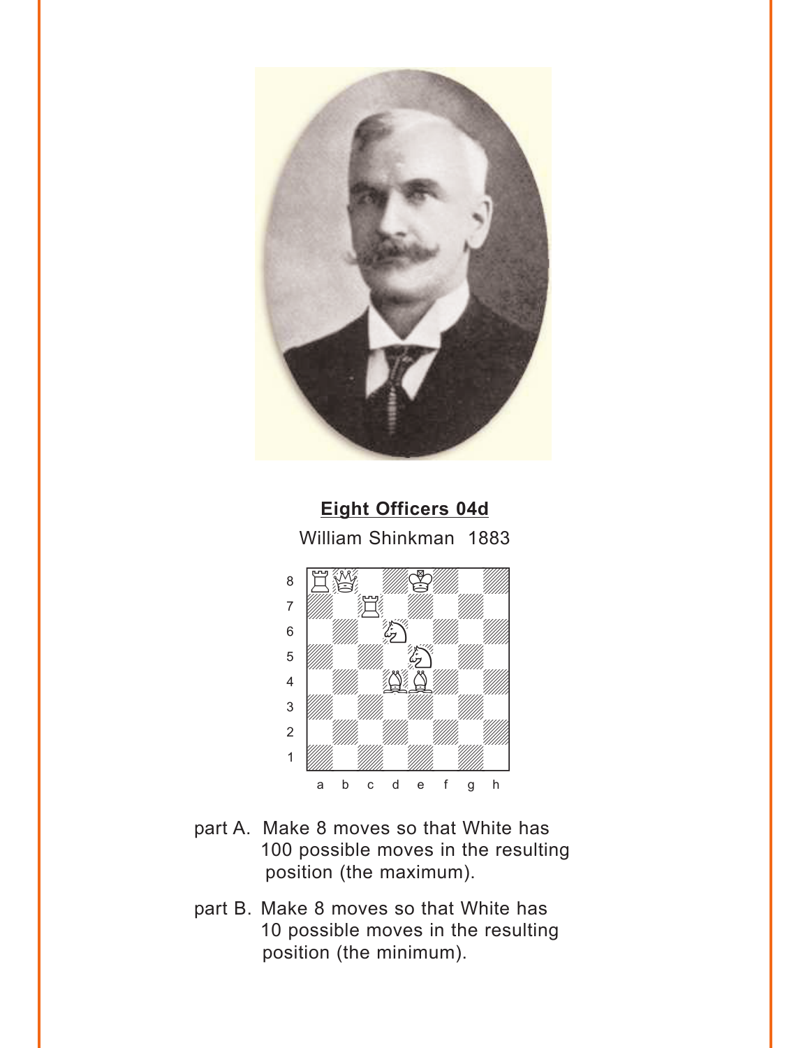**Eight Officers 04d**

William Shinkman 1883

part A. Make 8 moves so that White has 100 possible moves in the resulting position (the maximum).

part B. Make 8 moves so that White has 10 possible moves in the resulting position (the minimum).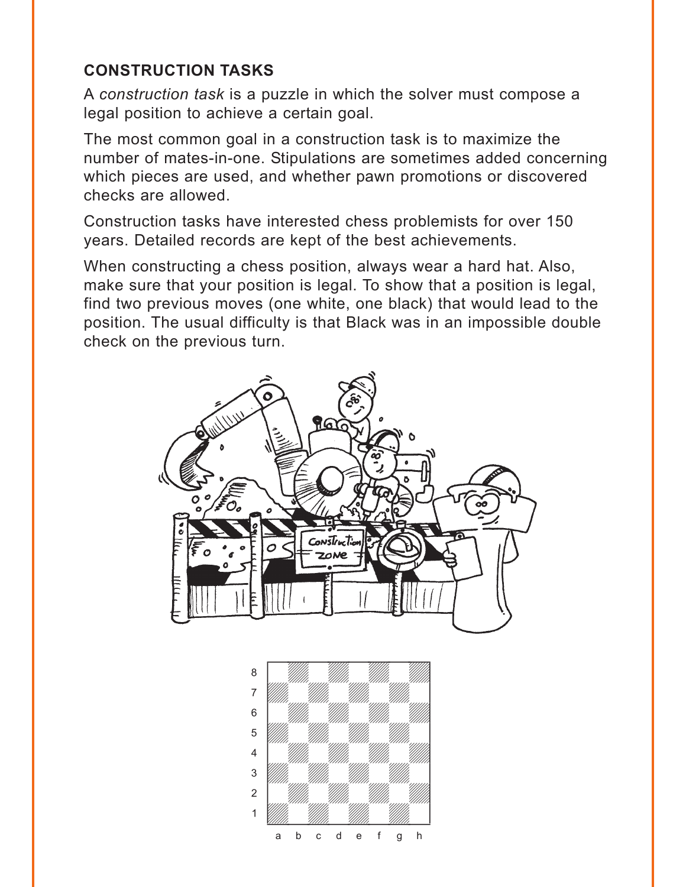## CONSTRUCTION TASKS

A *construction task* is a puzzle in which the solver must compose a legal position to achieve a certain goal.

The most common goal in a construction task is to maximize the number of mates-in-one. Stipulations are sometimes added concerning which pieces are used, and whether pawn promotions or discovered checks are allowed.

Construction tasks have interested chess problemists for over 150 years. Detailed records are kept of the best achievements.

When constructing a chess position, always wear a hard hat. Also, make sure that your position is legal. To show that a position is legal, find two previous moves (one white, one black) that would lead to the position. The usual difficulty is that Black was in an impossible double check on the previous turn.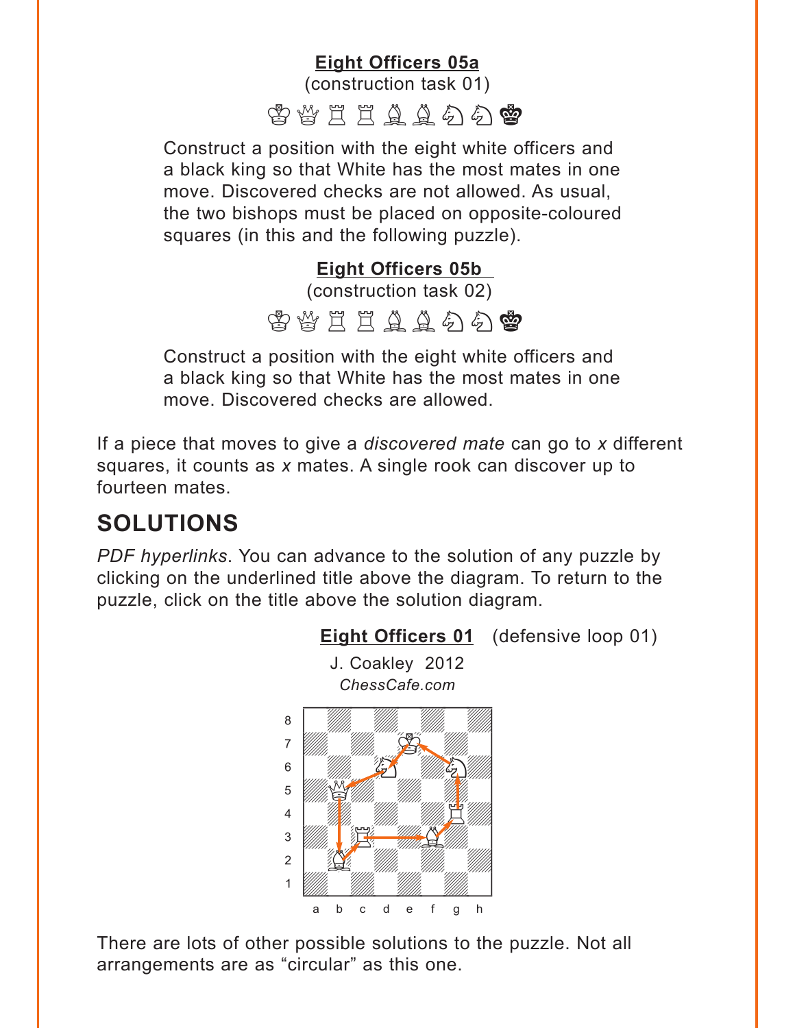**Eight Officers 05a**
(construction task 01)

♔♕♖♖♗♗♘♘♚

Construct a position with the eight white officers and a black king so that White has the most mates in one move. Discovered checks are not allowed. As usual, the two bishops must be placed on opposite-coloured squares (in this and the following puzzle).

**Eight Officers 05b**
(construction task 02)

♔♕♖♖♗♗♘♘♚

Construct a position with the eight white officers and a black king so that White has the most mates in one move. Discovered checks are allowed.

If a piece that moves to give a *discovered mate* can go to *x* different squares, it counts as *x* mates. A single rook can discover up to fourteen mates.

## SOLUTIONS

*PDF hyperlinks*. You can advance to the solution of any puzzle by clicking on the underlined title above the diagram. To return to the puzzle, click on the title above the solution diagram.

**Eight Officers 01** (defensive loop 01)

J. Coakley 2012
*ChessCafe.com*

There are lots of other possible solutions to the puzzle. Not all arrangements are as "circular" as this one.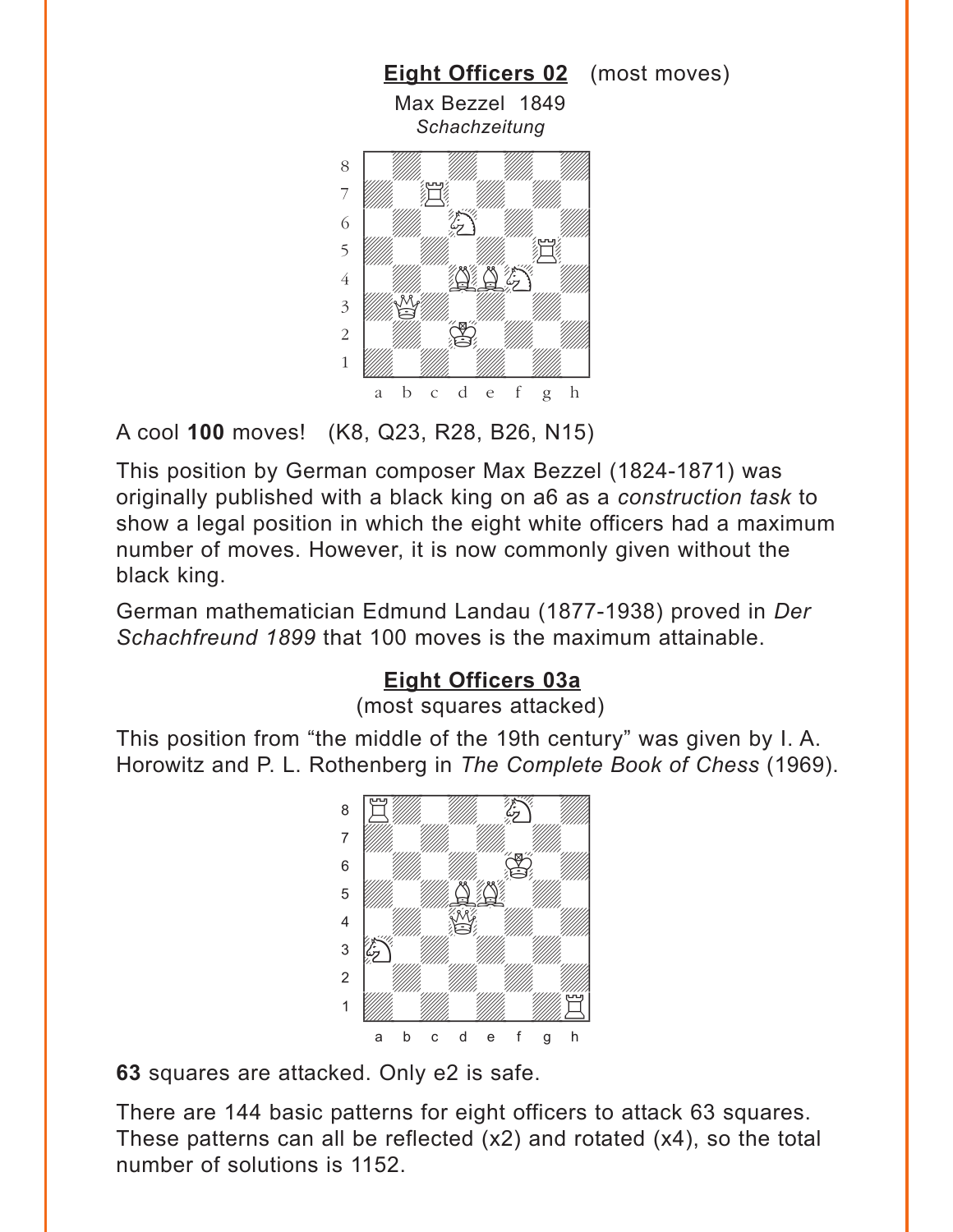**Eight Officers 02** (most moves)

Max Bezzel 1849

*Schachzeitung*

A cool **100** moves! (K8, Q23, R28, B26, N15)

This position by German composer Max Bezzel (1824-1871) was originally published with a black king on a6 as a *construction task* to show a legal position in which the eight white officers had a maximum number of moves. However, it is now commonly given without the black king.

German mathematician Edmund Landau (1877-1938) proved in *Der Schachfreund 1899* that 100 moves is the maximum attainable.

**Eight Officers 03a**

(most squares attacked)

This position from "the middle of the 19th century" was given by I. A. Horowitz and P. L. Rothenberg in *The Complete Book of Chess* (1969).

**63** squares are attacked. Only e2 is safe.

There are 144 basic patterns for eight officers to attack 63 squares. These patterns can all be reflected (x2) and rotated (x4), so the total number of solutions is 1152.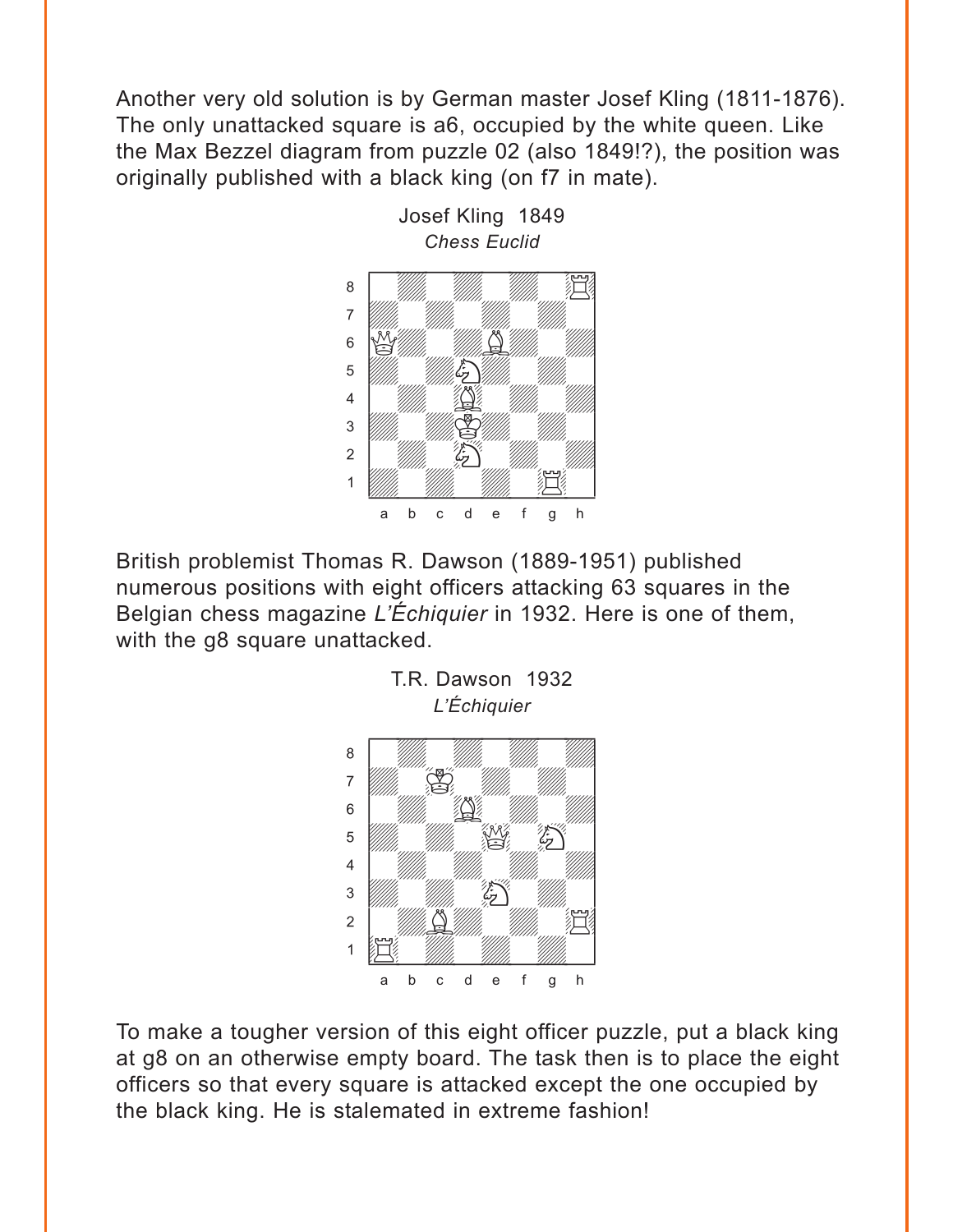Another very old solution is by German master Josef Kling (1811-1876). The only unattacked square is a6, occupied by the white queen. Like the Max Bezzel diagram from puzzle 02 (also 1849!?), the position was originally published with a black king (on f7 in mate).

Josef Kling 1849
*Chess Euclid*

British problemist Thomas R. Dawson (1889-1951) published numerous positions with eight officers attacking 63 squares in the Belgian chess magazine *L'Échiquier* in 1932. Here is one of them, with the g8 square unattacked.

T.R. Dawson 1932
*L'Échiquier*

To make a tougher version of this eight officer puzzle, put a black king at g8 on an otherwise empty board. The task then is to place the eight officers so that every square is attacked except the one occupied by the black king. He is stalemated in extreme fashion!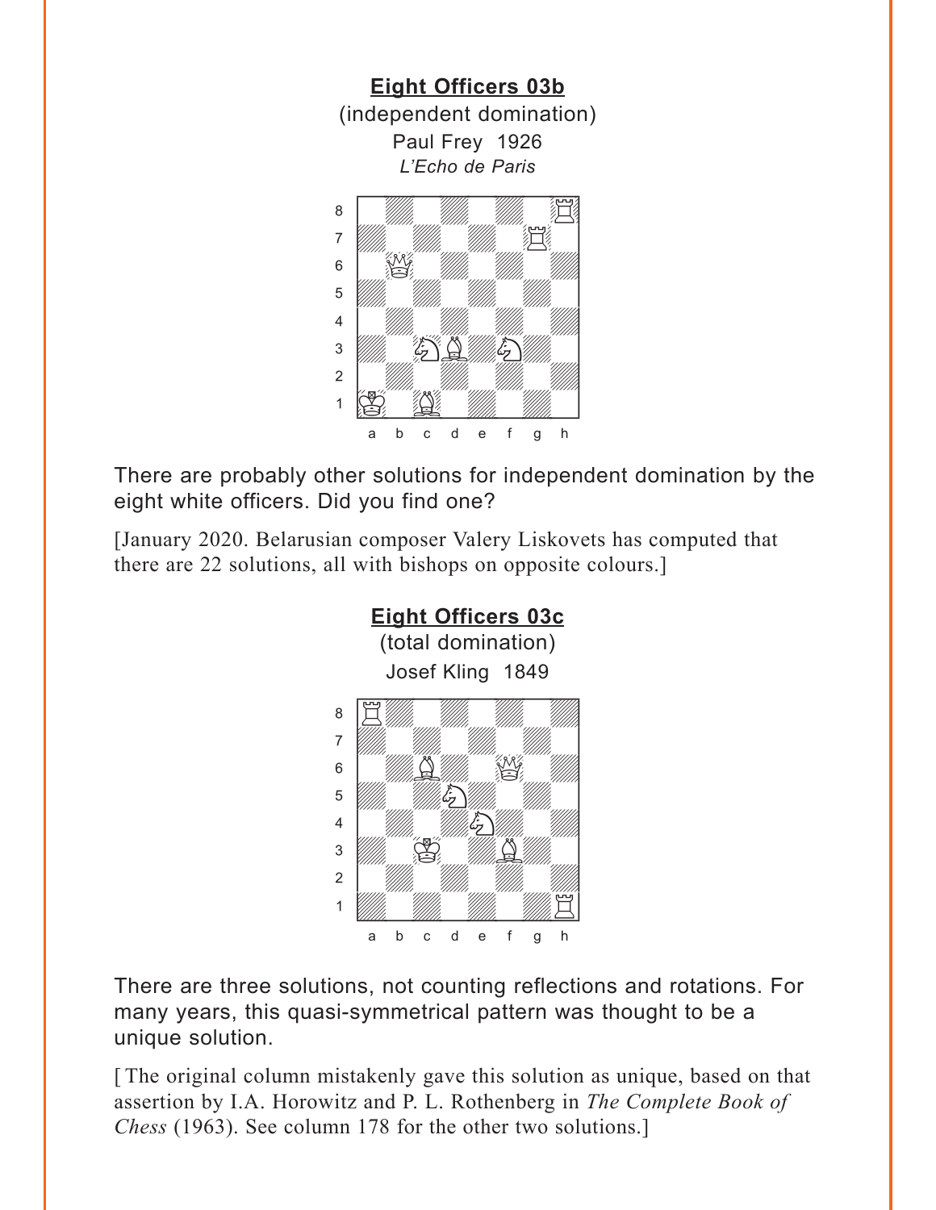## Eight Officers 03b

(independent domination)

Paul Frey 1926

*L'Echo de Paris*

There are probably other solutions for independent domination by the eight white officers. Did you find one?

[January 2020. Belarusian composer Valery Liskovets has computed that there are 22 solutions, all with bishops on opposite colours.]

## Eight Officers 03c

(total domination)

Josef Kling 1849

There are three solutions, not counting reflections and rotations. For many years, this quasi-symmetrical pattern was thought to be a unique solution.

[ The original column mistakenly gave this solution as unique, based on that assertion by I.A. Horowitz and P. L. Rothenberg in *The Complete Book of Chess* (1963). See column 178 for the other two solutions.]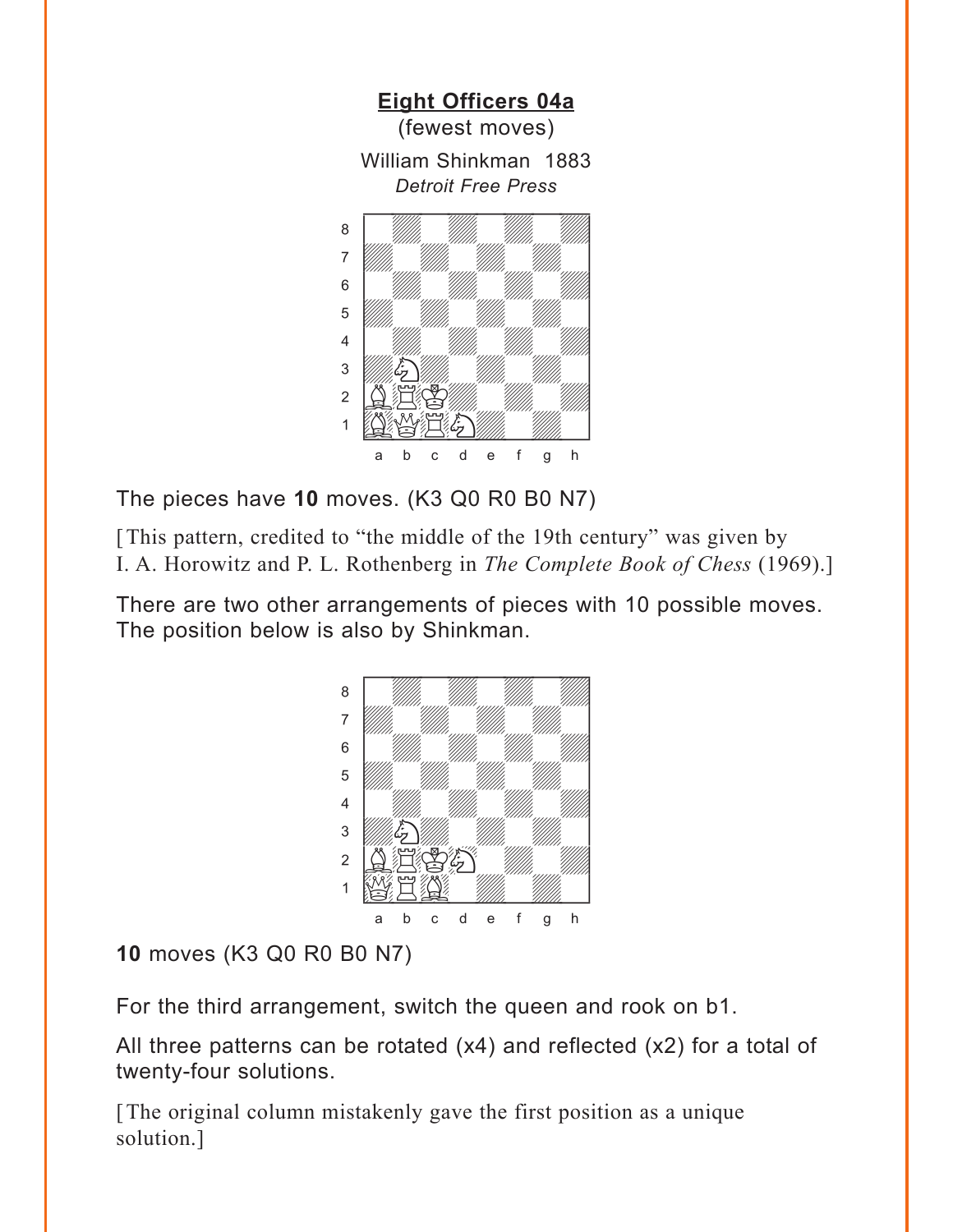## Eight Officers 04a

(fewest moves)

William Shinkman 1883

*Detroit Free Press*

The pieces have **10** moves. (K3 Q0 R0 B0 N7)

[This pattern, credited to "the middle of the 19th century" was given by I. A. Horowitz and P. L. Rothenberg in *The Complete Book of Chess* (1969).]

There are two other arrangements of pieces with 10 possible moves. The position below is also by Shinkman.

**10** moves (K3 Q0 R0 B0 N7)

For the third arrangement, switch the queen and rook on b1.

All three patterns can be rotated (x4) and reflected (x2) for a total of twenty-four solutions.

[The original column mistakenly gave the first position as a unique solution.]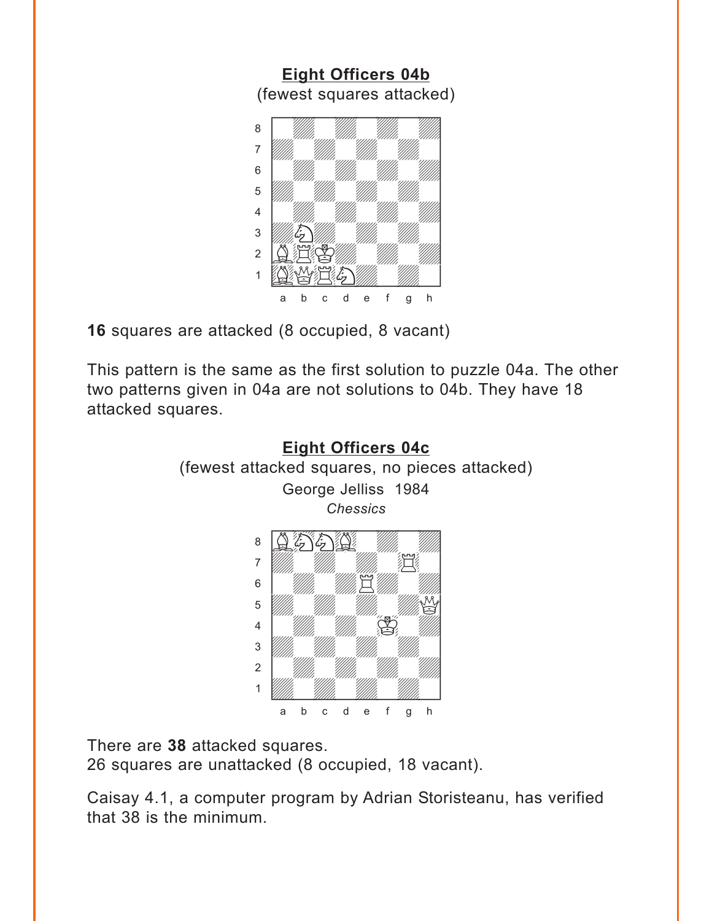## Eight Officers 04b

(fewest squares attacked)

**16** squares are attacked (8 occupied, 8 vacant)

This pattern is the same as the first solution to puzzle 04a. The other two patterns given in 04a are not solutions to 04b. They have 18 attacked squares.

## Eight Officers 04c

(fewest attacked squares, no pieces attacked)

George Jelliss 1984

*Chessics*

There are **38** attacked squares.
26 squares are unattacked (8 occupied, 18 vacant).

Caisay 4.1, a computer program by Adrian Storisteanu, has verified that 38 is the minimum.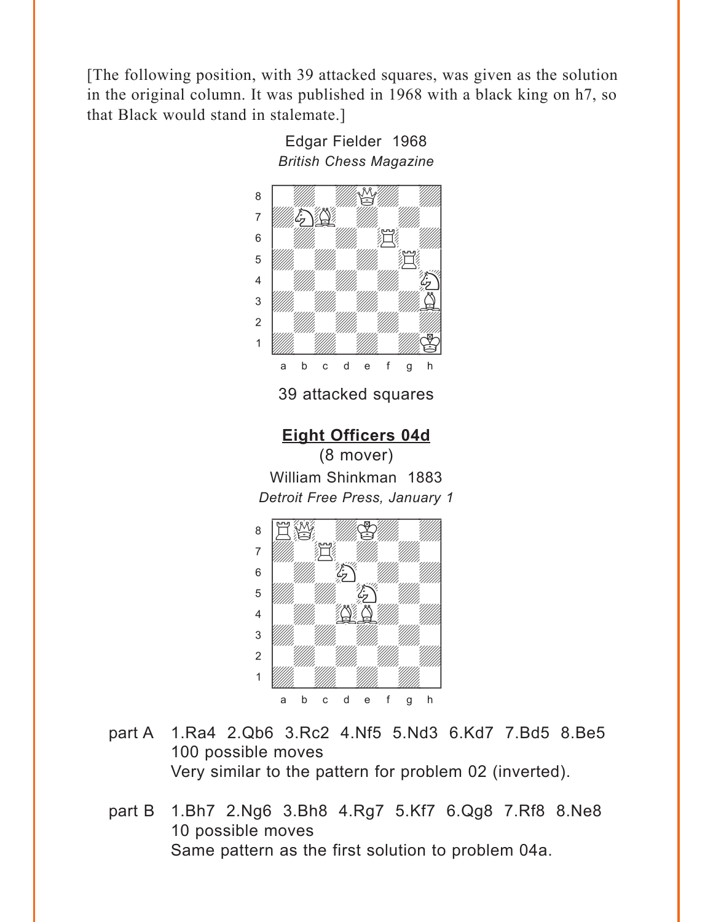[The following position, with 39 attacked squares, was given as the solution in the original column. It was published in 1968 with a black king on h7, so that Black would stand in stalemate.]

Edgar Fielder 1968
*British Chess Magazine*

39 attacked squares

## Eight Officers 04d

(8 mover)

William Shinkman 1883
*Detroit Free Press, January 1*

part A 1.Ra4 2.Qb6 3.Rc2 4.Nf5 5.Nd3 6.Kd7 7.Bd5 8.Be5
100 possible moves
Very similar to the pattern for problem 02 (inverted).

part B 1.Bh7 2.Ng6 3.Bh8 4.Rg7 5.Kf7 6.Qg8 7.Rf8 8.Ne8
10 possible moves
Same pattern as the first solution to problem 04a.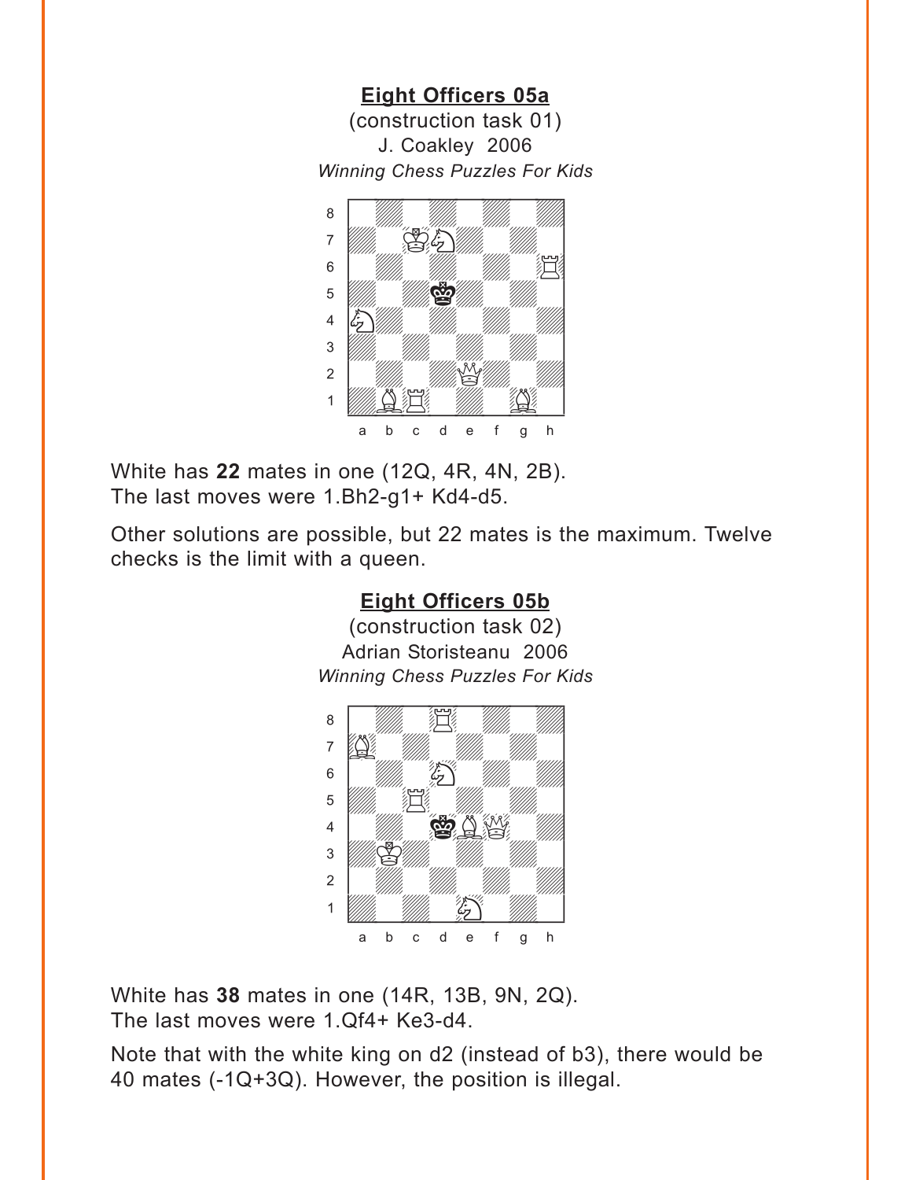## Eight Officers 05a

(construction task 01)
J. Coakley 2006
*Winning Chess Puzzles For Kids*

White has **22** mates in one (12Q, 4R, 4N, 2B).
The last moves were 1.Bh2-g1+ Kd4-d5.

Other solutions are possible, but 22 mates is the maximum. Twelve checks is the limit with a queen.

## Eight Officers 05b

(construction task 02)
Adrian Storisteanu 2006
*Winning Chess Puzzles For Kids*

White has **38** mates in one (14R, 13B, 9N, 2Q).
The last moves were 1.Qf4+ Ke3-d4.

Note that with the white king on d2 (instead of b3), there would be 40 mates (-1Q+3Q). However, the position is illegal.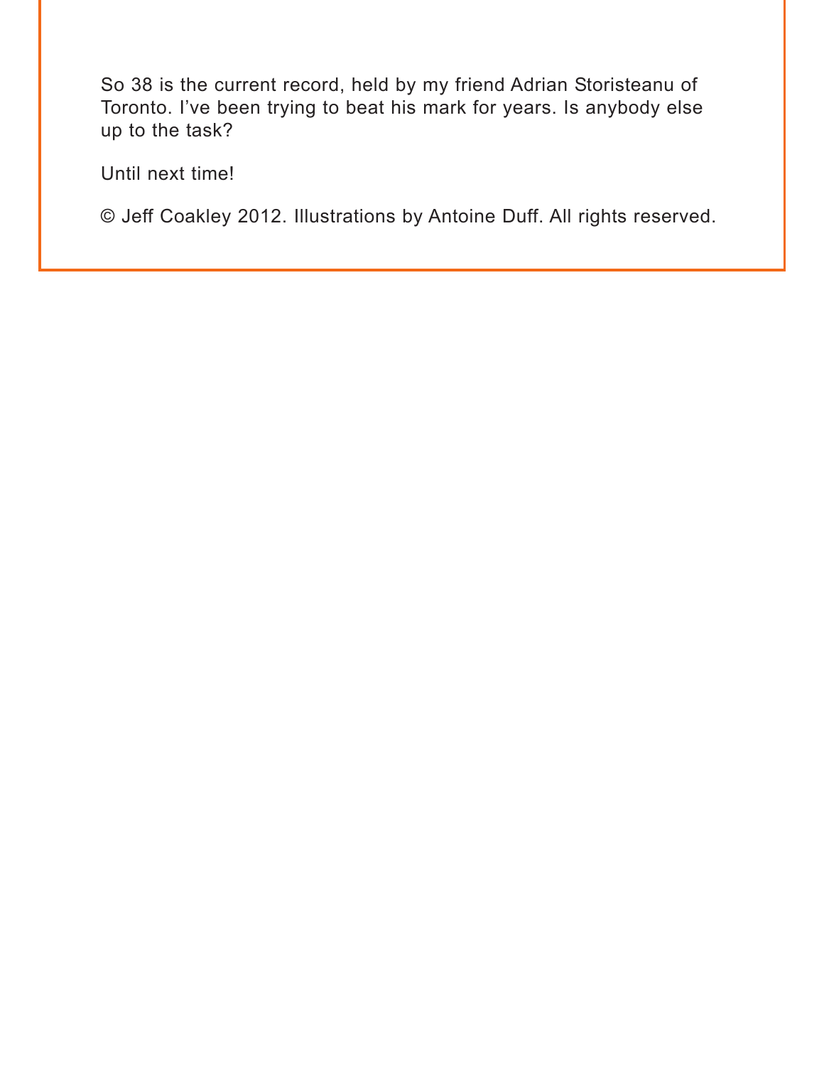So 38 is the current record, held by my friend Adrian Storisteanu of Toronto. I've been trying to beat his mark for years. Is anybody else up to the task?

Until next time!

© Jeff Coakley 2012. Illustrations by Antoine Duff. All rights reserved.